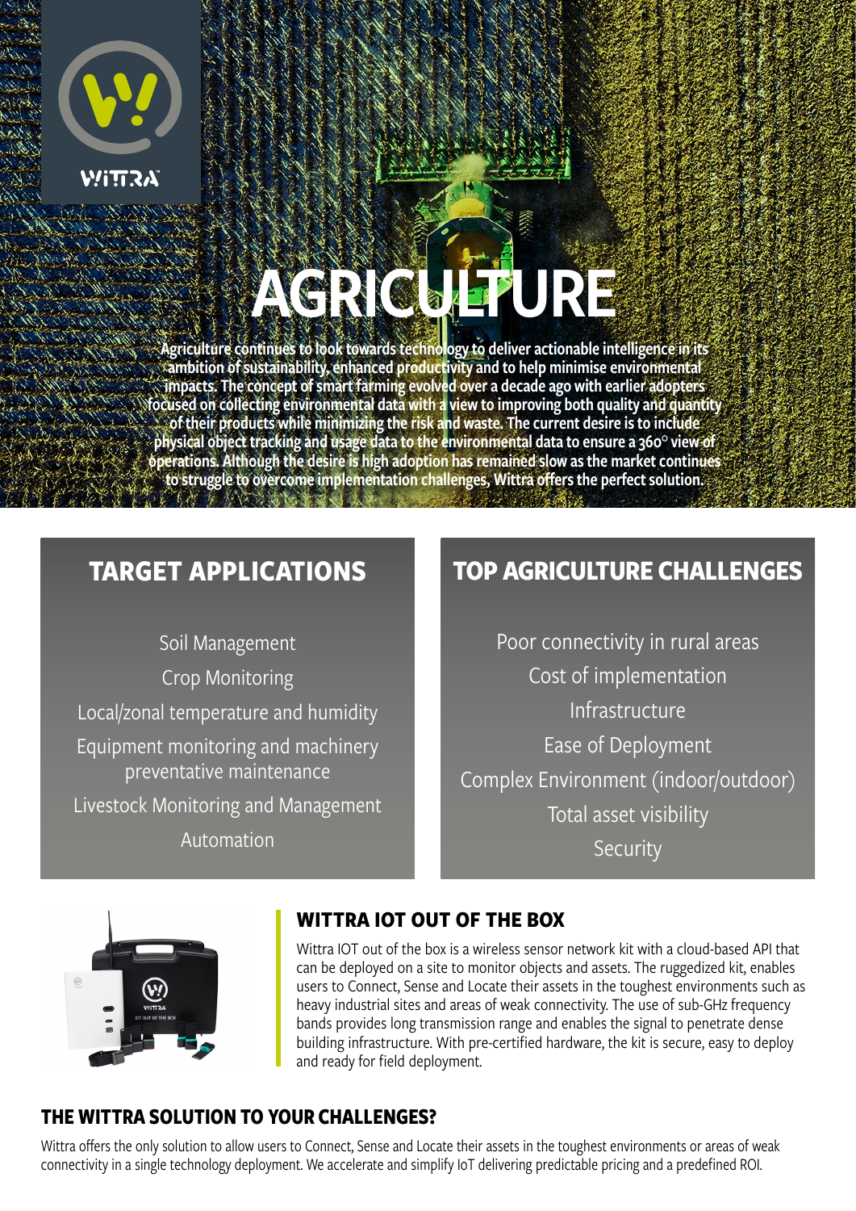# AGRICULTURE

Agriculture continues to look towards technology to deliver actionable intelligence in its ambition of sustainability, enhanced productivity and to help minimise environmental impacts. The concept of smart farming evolved over a decade ago with earlier adopters focused on collecting environmental data with a view to improving both quality and quantity of their products while minimizing the risk and waste. The current desire is to include physical object tracking and usage data to the environmental data to ensure a 360° view of operations. Although the desire is high adoption has remained slow as the market continues to struggle to overcome implementation challenges, Wittra offers the perfect solution.

## TARGET APPLICATIONS

- Soil Management
- Crop Monitoring
- Local/zonal temperature and humidity
- Equipment monitoring and machinery preventative maintenance
- Livestock Monitoring and Management
- Automation

## TOP AGRICULTURE CHALLENGES

- Poor connectivity in rural areas
- Cost of implementation
- Infrastructure
- Ease of Deployment
- Complex Environment (indoor/outdoor)
- Total asset visibility
- Security

## WITTRA IOT OUT OF THE BOX

Wittra IOT out of the box is a wireless sensor network kit with a cloud-based API that can be deployed on a site to monitor objects and assets. The ruggedized kit, enables users to Connect, Sense and Locate their assets in the toughest environments such as heavy industrial sites and areas of weak connectivity. The use of sub-GHz frequency bands provides long transmission range and enables the signal to penetrate dense building infrastructure. With pre-certified hardware, the kit is secure, easy to deploy and ready for field deployment.

## THE WITTRA SOLUTION TO YOUR CHALLENGES?

Wittra offers the only solution to allow users to Connect, Sense and Locate their assets in the toughest environments or areas of weak connectivity in a single technology deployment. We accelerate and simplify IoT delivering predictable pricing and a predefined ROI.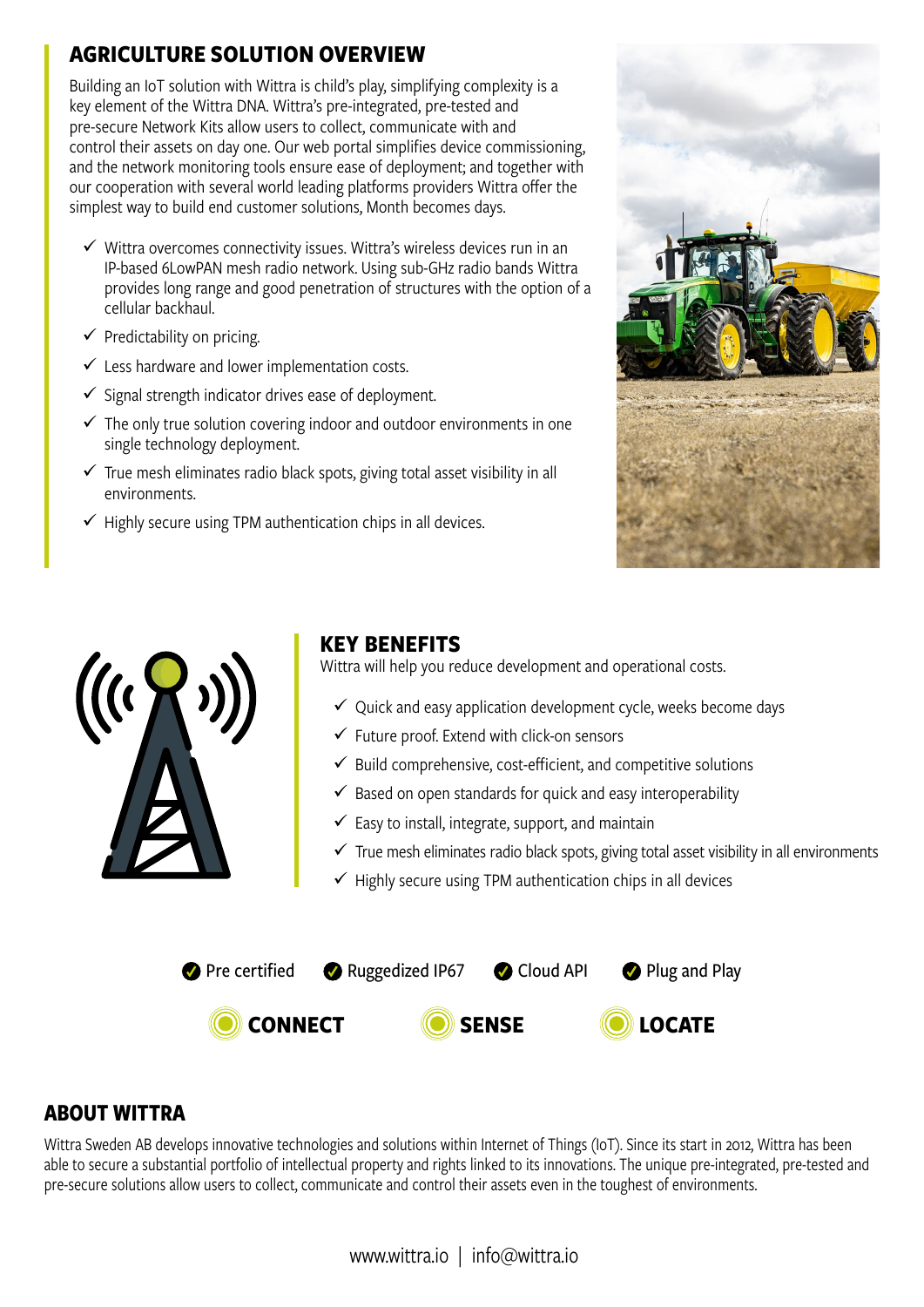## AGRICULTURE SOLUTION OVERVIEW

Building an IoT solution with Wittra is child's play, simplifying complexity is a key element of the Wittra DNA. Wittra's pre-integrated, pre-tested and pre-secure Network Kits allow users to collect, communicate with and control their assets on day one. Our web portal simplifies device commissioning, and the network monitoring tools ensure ease of deployment; and together with our cooperation with several world leading platforms providers Wittra offer the simplest way to build end customer solutions, Month becomes days.

- ✓ Wittra overcomes connectivity issues. Wittra's wireless devices run in an IP-based 6LowPAN mesh radio network. Using sub-GHz radio bands Wittra provides long range and good penetration of structures with the option of a cellular backhaul.
- ✓ Predictability on pricing.
- ✓ Less hardware and lower implementation costs.
- ✓ Signal strength indicator drives ease of deployment.
- ✓ The only true solution covering indoor and outdoor environments in one single technology deployment.
- ✓ True mesh eliminates radio black spots, giving total asset visibility in all environments.
- ✓ Highly secure using TPM authentication chips in all devices.

## KEY BENEFITS

Wittra will help you reduce development and operational costs.

- ✓ Quick and easy application development cycle, weeks become days
- ✓ Future proof. Extend with click-on sensors
- ✓ Build comprehensive, cost-efficient, and competitive solutions
- ✓ Based on open standards for quick and easy interoperability
- ✓ Easy to install, integrate, support, and maintain
- ✓ True mesh eliminates radio black spots, giving total asset visibility in all environments
- ✓ Highly secure using TPM authentication chips in all devices

✓ Pre certified ✓ Ruggedized IP67 ✓ Cloud API ✓ Plug and Play

**CONNECT** **SENSE** **LOCATE**

## ABOUT WITTRA

Wittra Sweden AB develops innovative technologies and solutions within Internet of Things (IoT). Since its start in 2012, Wittra has been able to secure a substantial portfolio of intellectual property and rights linked to its innovations. The unique pre-integrated, pre-tested and pre-secure solutions allow users to collect, communicate and control their assets even in the toughest of environments.

www.wittra.io | info@wittra.io